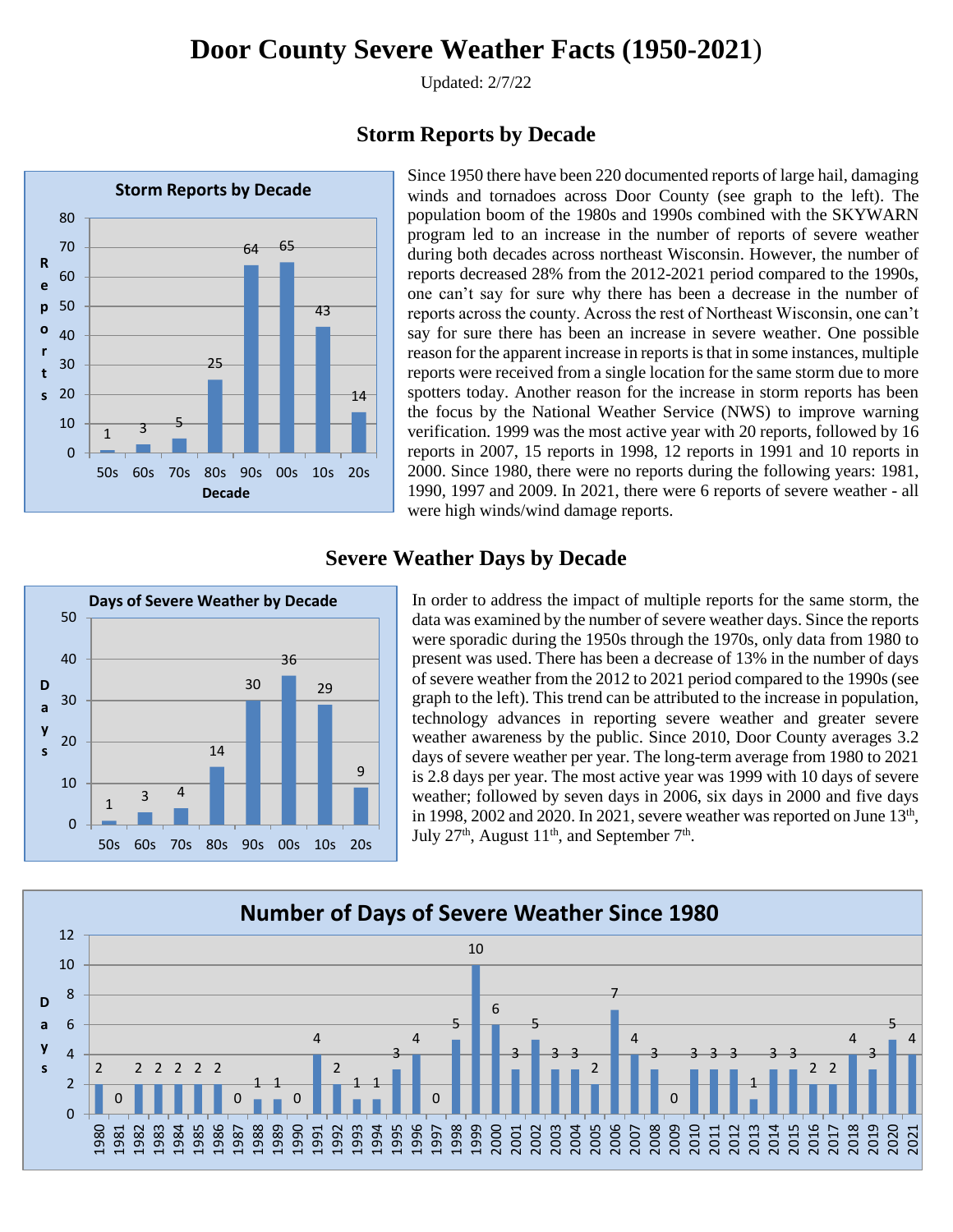# Door County Severe Weather Facts (1950-2021)

Updated: 2/7/22

## Storm Reports by Decade

**Storm Reports by Decade**

| Decade | Reports |
|---|---|
| 50s | 1 |
| 60s | 3 |
| 70s | 5 |
| 80s | 25 |
| 90s | 64 |
| 00s | 65 |
| 10s | 43 |
| 20s | 14 |

Since 1950 there have been 220 documented reports of large hail, damaging winds and tornadoes across Door County (see graph to the left). The population boom of the 1980s and 1990s combined with the SKYWARN program led to an increase in the number of reports of severe weather during both decades across northeast Wisconsin. However, the number of reports decreased 28% from the 2012-2021 period compared to the 1990s, one can't say for sure why there has been a decrease in the number of reports across the county. Across the rest of Northeast Wisconsin, one can't say for sure there has been an increase in severe weather. One possible reason for the apparent increase in reports is that in some instances, multiple reports were received from a single location for the same storm due to more spotters today. Another reason for the increase in storm reports has been the focus by the National Weather Service (NWS) to improve warning verification. 1999 was the most active year with 20 reports, followed by 16 reports in 2007, 15 reports in 1998, 12 reports in 1991 and 10 reports in 2000. Since 1980, there were no reports during the following years: 1981, 1990, 1997 and 2009. In 2021, there were 6 reports of severe weather - all were high winds/wind damage reports.

## Severe Weather Days by Decade

**Days of Severe Weather by Decade**

| Decade | Days |
|---|---|
| 50s | 1 |
| 60s | 3 |
| 70s | 4 |
| 80s | 14 |
| 90s | 30 |
| 00s | 36 |
| 10s | 29 |
| 20s | 9 |

In order to address the impact of multiple reports for the same storm, the data was examined by the number of severe weather days. Since the reports were sporadic during the 1950s through the 1970s, only data from 1980 to present was used. There has been a decrease of 13% in the number of days of severe weather from the 2012 to 2021 period compared to the 1990s (see graph to the left). This trend can be attributed to the increase in population, technology advances in reporting severe weather and greater severe weather awareness by the public. Since 2010, Door County averages 3.2 days of severe weather per year. The long-term average from 1980 to 2021 is 2.8 days per year. The most active year was 1999 with 10 days of severe weather; followed by seven days in 2006, six days in 2000 and five days in 1998, 2002 and 2020. In 2021, severe weather was reported on June 13th, July 27th, August 11th, and September 7th.

**Number of Days of Severe Weather Since 1980**

| Year | Days |
|---|---|
| 1980 | 2 |
| 1981 | 0 |
| 1982 | 2 |
| 1983 | 2 |
| 1984 | 2 |
| 1985 | 2 |
| 1986 | 2 |
| 1987 | 0 |
| 1988 | 1 |
| 1989 | 1 |
| 1990 | 0 |
| 1991 | 4 |
| 1992 | 2 |
| 1993 | 1 |
| 1994 | 1 |
| 1995 | 3 |
| 1996 | 4 |
| 1997 | 0 |
| 1998 | 5 |
| 1999 | 10 |
| 2000 | 6 |
| 2001 | 3 |
| 2002 | 5 |
| 2003 | 3 |
| 2004 | 3 |
| 2005 | 2 |
| 2006 | 7 |
| 2007 | 4 |
| 2008 | 3 |
| 2009 | 0 |
| 2010 | 3 |
| 2011 | 3 |
| 2012 | 3 |
| 2013 | 1 |
| 2014 | 3 |
| 2015 | 3 |
| 2016 | 2 |
| 2017 | 2 |
| 2018 | 4 |
| 2019 | 3 |
| 2020 | 5 |
| 2021 | 4 |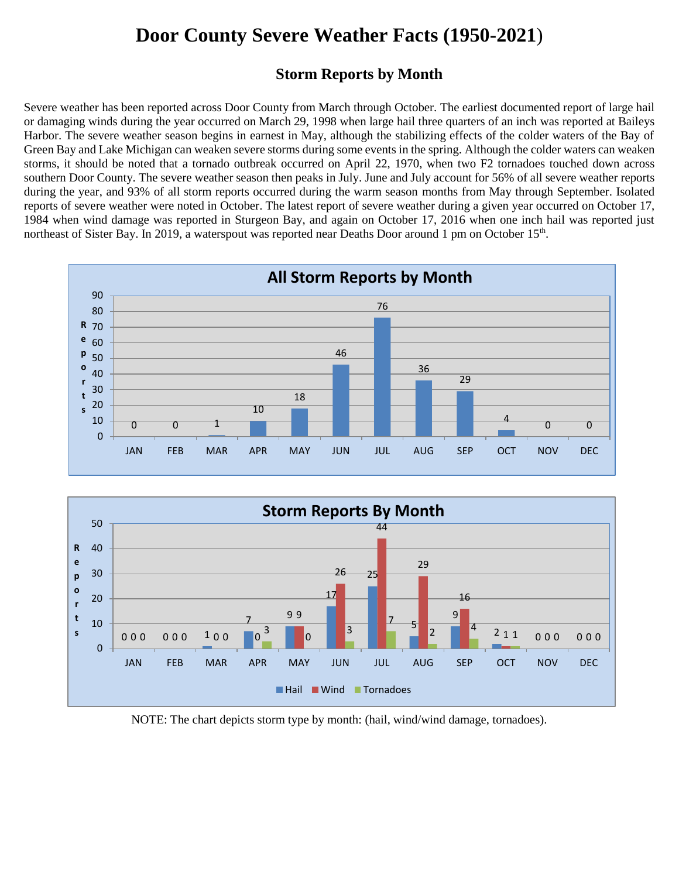# Door County Severe Weather Facts (1950-2021)

## Storm Reports by Month

Severe weather has been reported across Door County from March through October. The earliest documented report of large hail or damaging winds during the year occurred on March 29, 1998 when large hail three quarters of an inch was reported at Baileys Harbor. The severe weather season begins in earnest in May, although the stabilizing effects of the colder waters of the Bay of Green Bay and Lake Michigan can weaken severe storms during some events in the spring. Although the colder waters can weaken storms, it should be noted that a tornado outbreak occurred on April 22, 1970, when two F2 tornadoes touched down across southern Door County. The severe weather season then peaks in July. June and July account for 56% of all severe weather reports during the year, and 93% of all storm reports occurred during the warm season months from May through September. Isolated reports of severe weather were noted in October. The latest report of severe weather during a given year occurred on October 17, 1984 when wind damage was reported in Sturgeon Bay, and again on October 17, 2016 when one inch hail was reported just northeast of Sister Bay. In 2019, a waterspout was reported near Deaths Door around 1 pm on October 15th.

**All Storm Reports by Month**

| Month | JAN | FEB | MAR | APR | MAY | JUN | JUL | AUG | SEP | OCT | NOV | DEC |
|---|---|---|---|---|---|---|---|---|---|---|---|---|
| Reports | 0 | 0 | 1 | 10 | 18 | 46 | 76 | 36 | 29 | 4 | 0 | 0 |

**Storm Reports By Month**

| Month | JAN | FEB | MAR | APR | MAY | JUN | JUL | AUG | SEP | OCT | NOV | DEC |
|---|---|---|---|---|---|---|---|---|---|---|---|---|
| Hail | 0 | 0 | 1 | 7 | 9 | 17 | 25 | 5 | 9 | 2 | 0 | 0 |
| Wind | 0 | 0 | 0 | 0 | 9 | 26 | 44 | 29 | 16 | 1 | 0 | 0 |
| Tornadoes | 0 | 0 | 0 | 3 | 0 | 3 | 7 | 2 | 4 | 1 | 0 | 0 |

NOTE: The chart depicts storm type by month: (hail, wind/wind damage, tornadoes).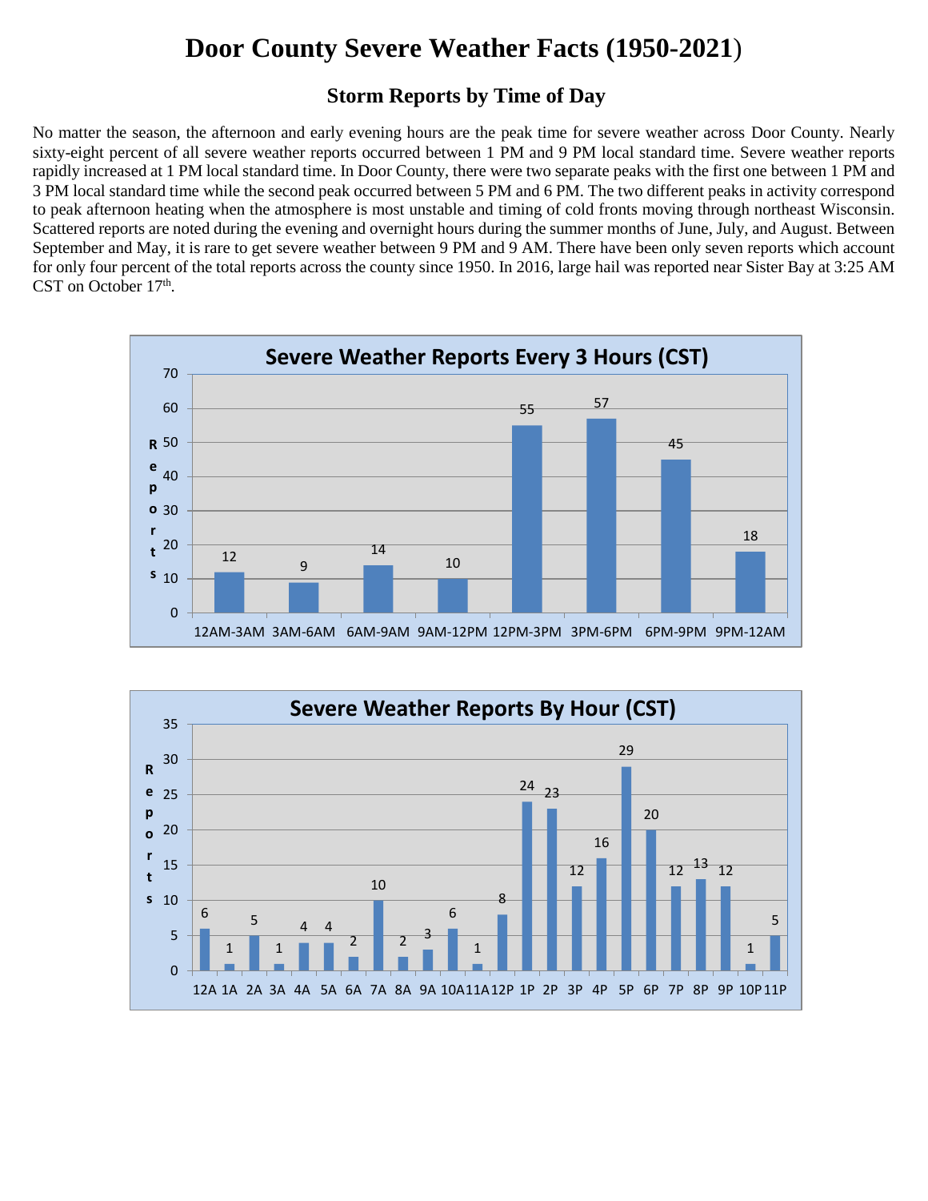# Door County Severe Weather Facts (1950-2021)

## Storm Reports by Time of Day

No matter the season, the afternoon and early evening hours are the peak time for severe weather across Door County. Nearly sixty-eight percent of all severe weather reports occurred between 1 PM and 9 PM local standard time. Severe weather reports rapidly increased at 1 PM local standard time. In Door County, there were two separate peaks with the first one between 1 PM and 3 PM local standard time while the second peak occurred between 5 PM and 6 PM. The two different peaks in activity correspond to peak afternoon heating when the atmosphere is most unstable and timing of cold fronts moving through northeast Wisconsin. Scattered reports are noted during the evening and overnight hours during the summer months of June, July, and August. Between September and May, it is rare to get severe weather between 9 PM and 9 AM. There have been only seven reports which account for only four percent of the total reports across the county since 1950. In 2016, large hail was reported near Sister Bay at 3:25 AM CST on October 17th.

**Severe Weather Reports Every 3 Hours (CST)**

| Time | Reports |
|---|---|
| 12AM-3AM | 12 |
| 3AM-6AM | 9 |
| 6AM-9AM | 14 |
| 9AM-12PM | 10 |
| 12PM-3PM | 55 |
| 3PM-6PM | 57 |
| 6PM-9PM | 45 |
| 9PM-12AM | 18 |

**Severe Weather Reports By Hour (CST)**

| Hour | Reports |
|---|---|
| 12A | 6 |
| 1A | 1 |
| 2A | 5 |
| 3A | 1 |
| 4A | 4 |
| 5A | 4 |
| 6A | 2 |
| 7A | 10 |
| 8A | 2 |
| 9A | 3 |
| 10A | 6 |
| 11A | 1 |
| 12P | 8 |
| 1P | 24 |
| 2P | 23 |
| 3P | 12 |
| 4P | 16 |
| 5P | 29 |
| 6P | 20 |
| 7P | 12 |
| 8P | 13 |
| 9P | 12 |
| 10P | 1 |
| 11P | 5 |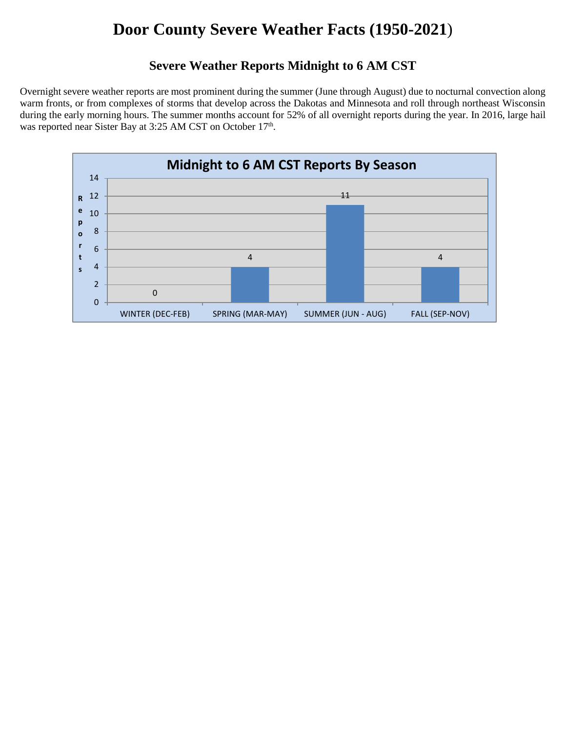# Door County Severe Weather Facts (1950-2021)

## Severe Weather Reports Midnight to 6 AM CST

Overnight severe weather reports are most prominent during the summer (June through August) due to nocturnal convection along warm fronts, or from complexes of storms that develop across the Dakotas and Minnesota and roll through northeast Wisconsin during the early morning hours. The summer months account for 52% of all overnight reports during the year. In 2016, large hail was reported near Sister Bay at 3:25 AM CST on October 17th.

**Midnight to 6 AM CST Reports By Season**

| Season | Reports |
|---|---|
| WINTER (DEC-FEB) | 0 |
| SPRING (MAR-MAY) | 4 |
| SUMMER (JUN - AUG) | 11 |
| FALL (SEP-NOV) | 4 |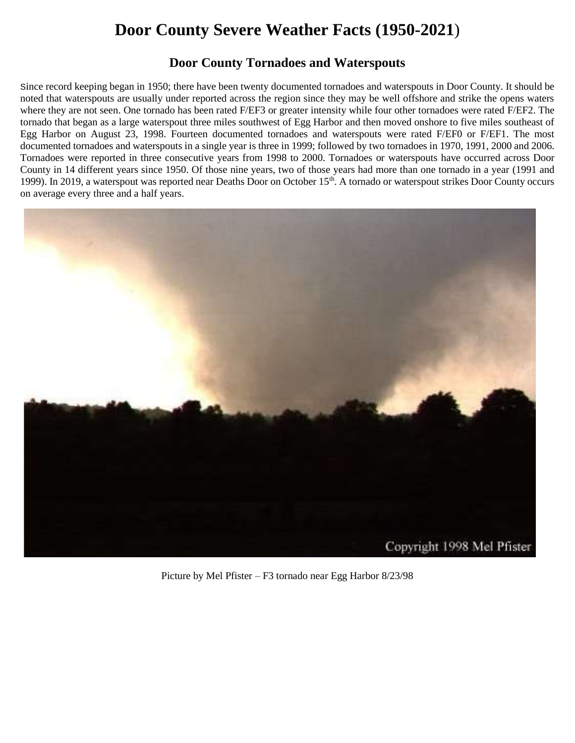# Door County Severe Weather Facts (1950-2021)

## Door County Tornadoes and Waterspouts

Since record keeping began in 1950; there have been twenty documented tornadoes and waterspouts in Door County. It should be noted that waterspouts are usually under reported across the region since they may be well offshore and strike the opens waters where they are not seen. One tornado has been rated F/EF3 or greater intensity while four other tornadoes were rated F/EF2. The tornado that began as a large waterspout three miles southwest of Egg Harbor and then moved onshore to five miles southeast of Egg Harbor on August 23, 1998. Fourteen documented tornadoes and waterspouts were rated F/EF0 or F/EF1. The most documented tornadoes and waterspouts in a single year is three in 1999; followed by two tornadoes in 1970, 1991, 2000 and 2006. Tornadoes were reported in three consecutive years from 1998 to 2000. Tornadoes or waterspouts have occurred across Door County in 14 different years since 1950. Of those nine years, two of those years had more than one tornado in a year (1991 and 1999). In 2019, a waterspout was reported near Deaths Door on October 15th. A tornado or waterspout strikes Door County occurs on average every three and a half years.

Picture by Mel Pfister – F3 tornado near Egg Harbor 8/23/98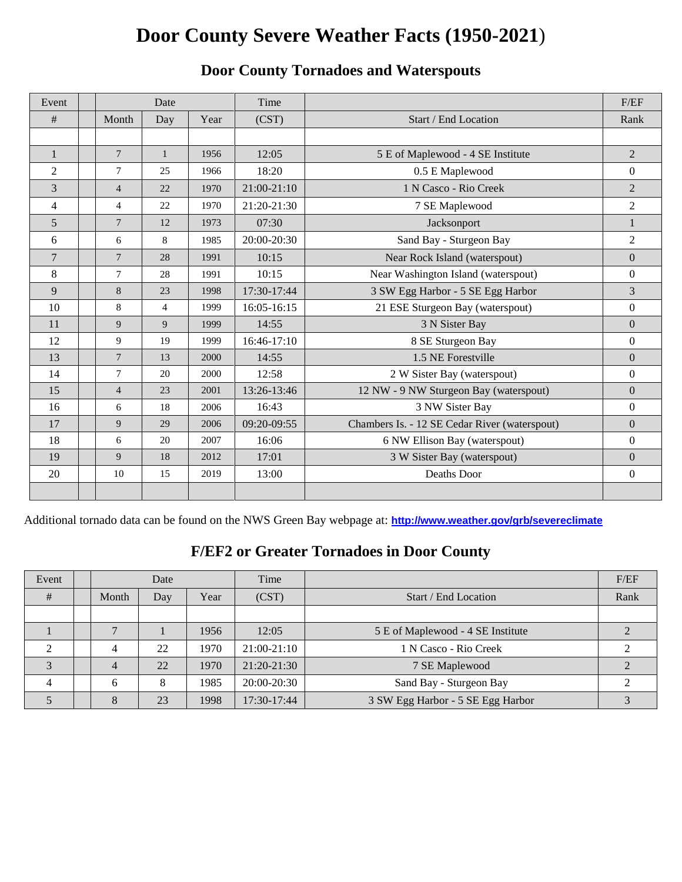# Door County Severe Weather Facts (1950-2021)

## Door County Tornadoes and Waterspouts

| Event | | Date | | | Time | | F/EF |
|---|---|---|---|---|---|---|---|
| # | | Month | Day | Year | (CST) | Start / End Location | Rank |
| | | | | | | | |
| 1 | | 7 | 1 | 1956 | 12:05 | 5 E of Maplewood - 4 SE Institute | 2 |
| 2 | | 7 | 25 | 1966 | 18:20 | 0.5 E Maplewood | 0 |
| 3 | | 4 | 22 | 1970 | 21:00-21:10 | 1 N Casco - Rio Creek | 2 |
| 4 | | 4 | 22 | 1970 | 21:20-21:30 | 7 SE Maplewood | 2 |
| 5 | | 7 | 12 | 1973 | 07:30 | Jacksonport | 1 |
| 6 | | 6 | 8 | 1985 | 20:00-20:30 | Sand Bay - Sturgeon Bay | 2 |
| 7 | | 7 | 28 | 1991 | 10:15 | Near Rock Island (waterspout) | 0 |
| 8 | | 7 | 28 | 1991 | 10:15 | Near Washington Island (waterspout) | 0 |
| 9 | | 8 | 23 | 1998 | 17:30-17:44 | 3 SW Egg Harbor - 5 SE Egg Harbor | 3 |
| 10 | | 8 | 4 | 1999 | 16:05-16:15 | 21 ESE Sturgeon Bay (waterspout) | 0 |
| 11 | | 9 | 9 | 1999 | 14:55 | 3 N Sister Bay | 0 |
| 12 | | 9 | 19 | 1999 | 16:46-17:10 | 8 SE Sturgeon Bay | 0 |
| 13 | | 7 | 13 | 2000 | 14:55 | 1.5 NE Forestville | 0 |
| 14 | | 7 | 20 | 2000 | 12:58 | 2 W Sister Bay (waterspout) | 0 |
| 15 | | 4 | 23 | 2001 | 13:26-13:46 | 12 NW - 9 NW Sturgeon Bay (waterspout) | 0 |
| 16 | | 6 | 18 | 2006 | 16:43 | 3 NW Sister Bay | 0 |
| 17 | | 9 | 29 | 2006 | 09:20-09:55 | Chambers Is. - 12 SE Cedar River (waterspout) | 0 |
| 18 | | 6 | 20 | 2007 | 16:06 | 6 NW Ellison Bay (waterspout) | 0 |
| 19 | | 9 | 18 | 2012 | 17:01 | 3 W Sister Bay (waterspout) | 0 |
| 20 | | 10 | 15 | 2019 | 13:00 | Deaths Door | 0 |
| | | | | | | | |

Additional tornado data can be found on the NWS Green Bay webpage at: **http://www.weather.gov/grb/severeclimate**

## F/EF2 or Greater Tornadoes in Door County

| Event | | Date | | | Time | | F/EF |
|---|---|---|---|---|---|---|---|
| # | | Month | Day | Year | (CST) | Start / End Location | Rank |
| | | | | | | | |
| 1 | | 7 | 1 | 1956 | 12:05 | 5 E of Maplewood - 4 SE Institute | 2 |
| 2 | | 4 | 22 | 1970 | 21:00-21:10 | 1 N Casco - Rio Creek | 2 |
| 3 | | 4 | 22 | 1970 | 21:20-21:30 | 7 SE Maplewood | 2 |
| 4 | | 6 | 8 | 1985 | 20:00-20:30 | Sand Bay - Sturgeon Bay | 2 |
| 5 | | 8 | 23 | 1998 | 17:30-17:44 | 3 SW Egg Harbor - 5 SE Egg Harbor | 3 |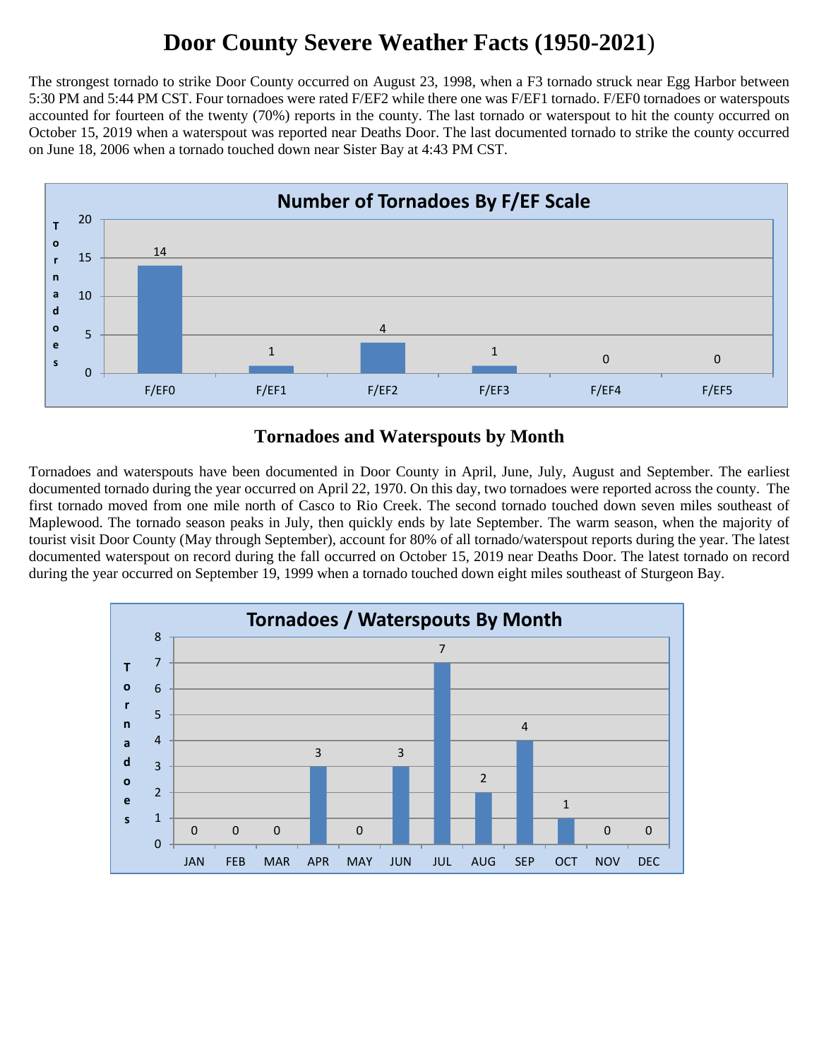# Door County Severe Weather Facts (1950-2021)

The strongest tornado to strike Door County occurred on August 23, 1998, when a F3 tornado struck near Egg Harbor between 5:30 PM and 5:44 PM CST. Four tornadoes were rated F/EF2 while there one was F/EF1 tornado. F/EF0 tornadoes or waterspouts accounted for fourteen of the twenty (70%) reports in the county. The last tornado or waterspout to hit the county occurred on October 15, 2019 when a waterspout was reported near Deaths Door. The last documented tornado to strike the county occurred on June 18, 2006 when a tornado touched down near Sister Bay at 4:43 PM CST.

**Number of Tornadoes By F/EF Scale**

| F/EF Scale | Tornadoes |
|---|---|
| F/EF0 | 14 |
| F/EF1 | 1 |
| F/EF2 | 4 |
| F/EF3 | 1 |
| F/EF4 | 0 |
| F/EF5 | 0 |

## Tornadoes and Waterspouts by Month

Tornadoes and waterspouts have been documented in Door County in April, June, July, August and September. The earliest documented tornado during the year occurred on April 22, 1970. On this day, two tornadoes were reported across the county. The first tornado moved from one mile north of Casco to Rio Creek. The second tornado touched down seven miles southeast of Maplewood. The tornado season peaks in July, then quickly ends by late September. The warm season, when the majority of tourist visit Door County (May through September), account for 80% of all tornado/waterspout reports during the year. The latest documented waterspout on record during the fall occurred on October 15, 2019 near Deaths Door. The latest tornado on record during the year occurred on September 19, 1999 when a tornado touched down eight miles southeast of Sturgeon Bay.

**Tornadoes / Waterspouts By Month**

| Month | Tornadoes |
|---|---|
| JAN | 0 |
| FEB | 0 |
| MAR | 0 |
| APR | 3 |
| MAY | 0 |
| JUN | 3 |
| JUL | 7 |
| AUG | 2 |
| SEP | 4 |
| OCT | 1 |
| NOV | 0 |
| DEC | 0 |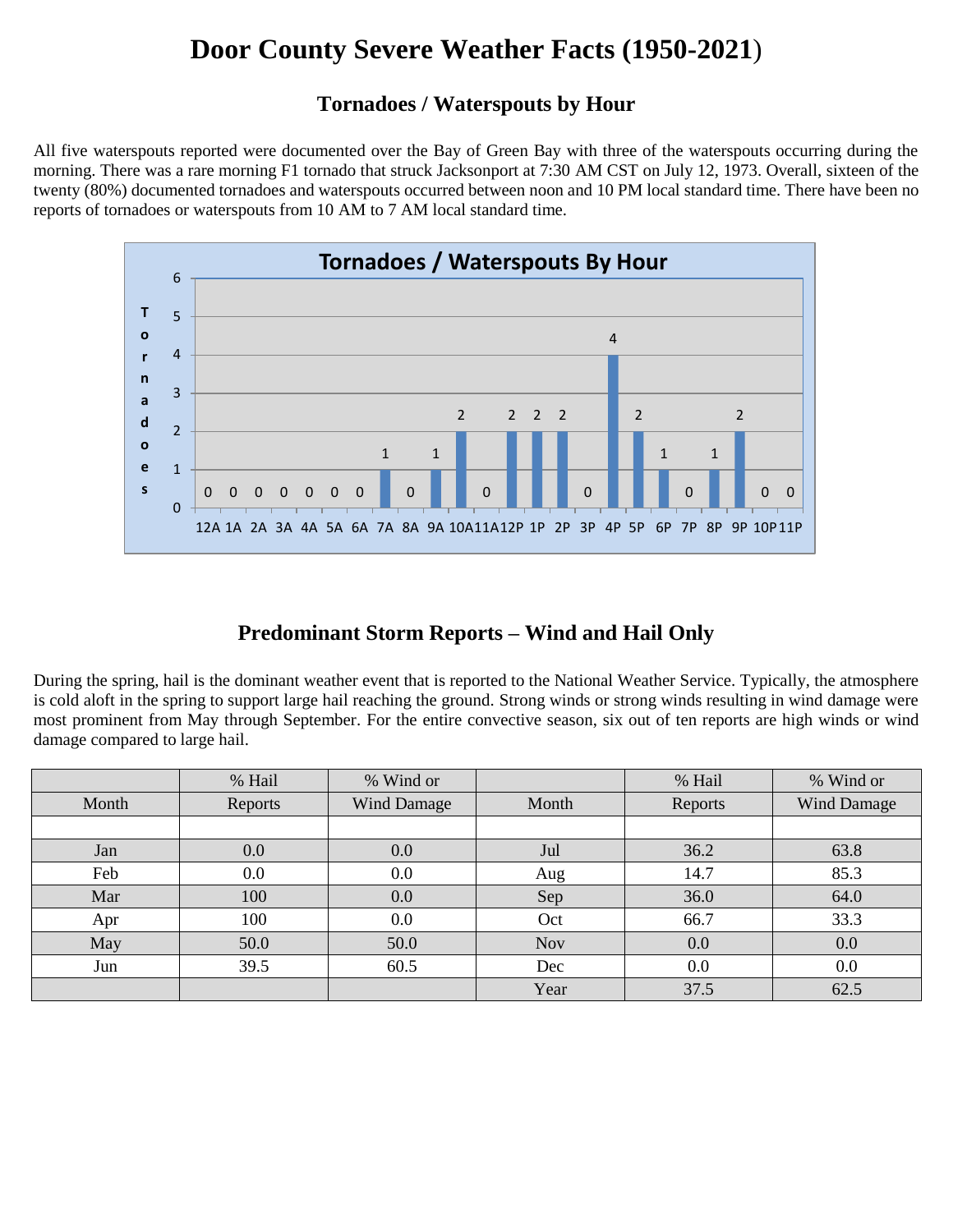# Door County Severe Weather Facts (1950-2021)

## Tornadoes / Waterspouts by Hour

All five waterspouts reported were documented over the Bay of Green Bay with three of the waterspouts occurring during the morning. There was a rare morning F1 tornado that struck Jacksonport at 7:30 AM CST on July 12, 1973. Overall, sixteen of the twenty (80%) documented tornadoes and waterspouts occurred between noon and 10 PM local standard time. There have been no reports of tornadoes or waterspouts from 10 AM to 7 AM local standard time.

**Tornadoes / Waterspouts By Hour**

| Hour | Tornadoes |
|---|---|
| 12A | 0 |
| 1A | 0 |
| 2A | 0 |
| 3A | 0 |
| 4A | 0 |
| 5A | 0 |
| 6A | 0 |
| 7A | 1 |
| 8A | 0 |
| 9A | 1 |
| 10A | 2 |
| 11A | 0 |
| 12P | 2 |
| 1P | 2 |
| 2P | 2 |
| 3P | 0 |
| 4P | 4 |
| 5P | 2 |
| 6P | 1 |
| 7P | 0 |
| 8P | 1 |
| 9P | 2 |
| 10P | 0 |
| 11P | 0 |

## Predominant Storm Reports – Wind and Hail Only

During the spring, hail is the dominant weather event that is reported to the National Weather Service. Typically, the atmosphere is cold aloft in the spring to support large hail reaching the ground. Strong winds or strong winds resulting in wind damage were most prominent from May through September. For the entire convective season, six out of ten reports are high winds or wind damage compared to large hail.

| Month | % Hail Reports | % Wind or Wind Damage | Month | % Hail Reports | % Wind or Wind Damage |
|---|---|---|---|---|---|
| | | | | | |
| Jan | 0.0 | 0.0 | Jul | 36.2 | 63.8 |
| Feb | 0.0 | 0.0 | Aug | 14.7 | 85.3 |
| Mar | 100 | 0.0 | Sep | 36.0 | 64.0 |
| Apr | 100 | 0.0 | Oct | 66.7 | 33.3 |
| May | 50.0 | 50.0 | Nov | 0.0 | 0.0 |
| Jun | 39.5 | 60.5 | Dec | 0.0 | 0.0 |
| | | | Year | 37.5 | 62.5 |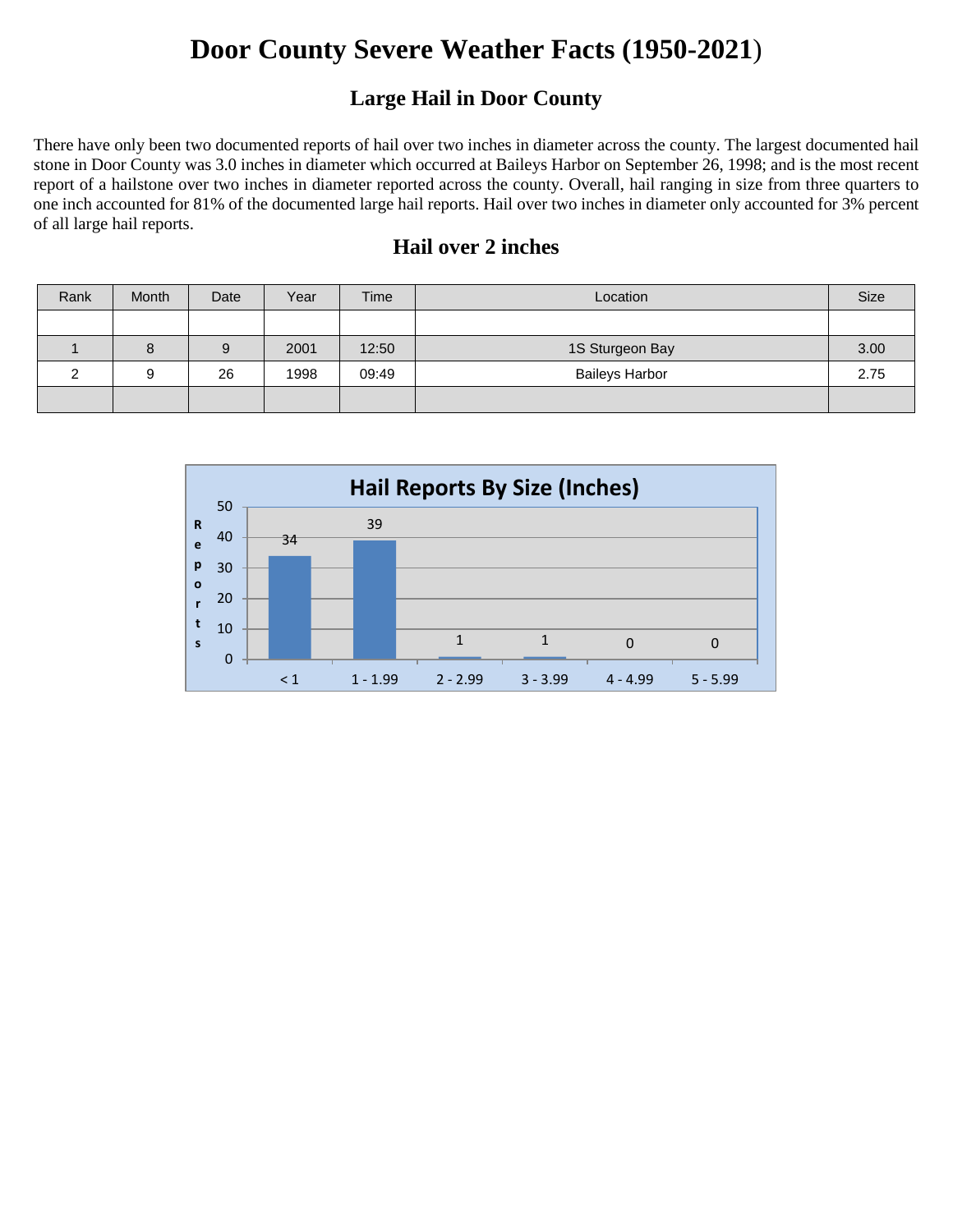# Door County Severe Weather Facts (1950-2021)

## Large Hail in Door County

There have only been two documented reports of hail over two inches in diameter across the county. The largest documented hail stone in Door County was 3.0 inches in diameter which occurred at Baileys Harbor on September 26, 1998; and is the most recent report of a hailstone over two inches in diameter reported across the county. Overall, hail ranging in size from three quarters to one inch accounted for 81% of the documented large hail reports. Hail over two inches in diameter only accounted for 3% percent of all large hail reports.

## Hail over 2 inches

| Rank | Month | Date | Year | Time | Location | Size |
|---|---|---|---|---|---|---|
| | | | | | | |
| 1 | 8 | 9 | 2001 | 12:50 | 1S Sturgeon Bay | 3.00 |
| 2 | 9 | 26 | 1998 | 09:49 | Baileys Harbor | 2.75 |
| | | | | | | |

**Hail Reports By Size (Inches)**

| Size | Reports |
|---|---|
| < 1 | 34 |
| 1 - 1.99 | 39 |
| 2 - 2.99 | 1 |
| 3 - 3.99 | 1 |
| 4 - 4.99 | 0 |
| 5 - 5.99 | 0 |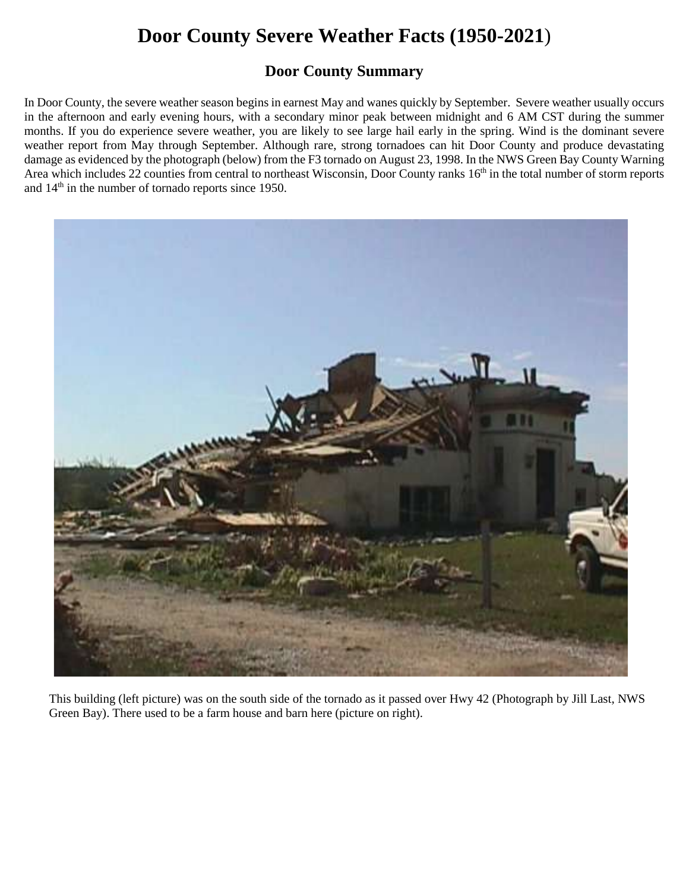# Door County Severe Weather Facts (1950-2021)

## Door County Summary

In Door County, the severe weather season begins in earnest May and wanes quickly by September. Severe weather usually occurs in the afternoon and early evening hours, with a secondary minor peak between midnight and 6 AM CST during the summer months. If you do experience severe weather, you are likely to see large hail early in the spring. Wind is the dominant severe weather report from May through September. Although rare, strong tornadoes can hit Door County and produce devastating damage as evidenced by the photograph (below) from the F3 tornado on August 23, 1998. In the NWS Green Bay County Warning Area which includes 22 counties from central to northeast Wisconsin, Door County ranks 16th in the total number of storm reports and 14th in the number of tornado reports since 1950.

This building (left picture) was on the south side of the tornado as it passed over Hwy 42 (Photograph by Jill Last, NWS Green Bay). There used to be a farm house and barn here (picture on right).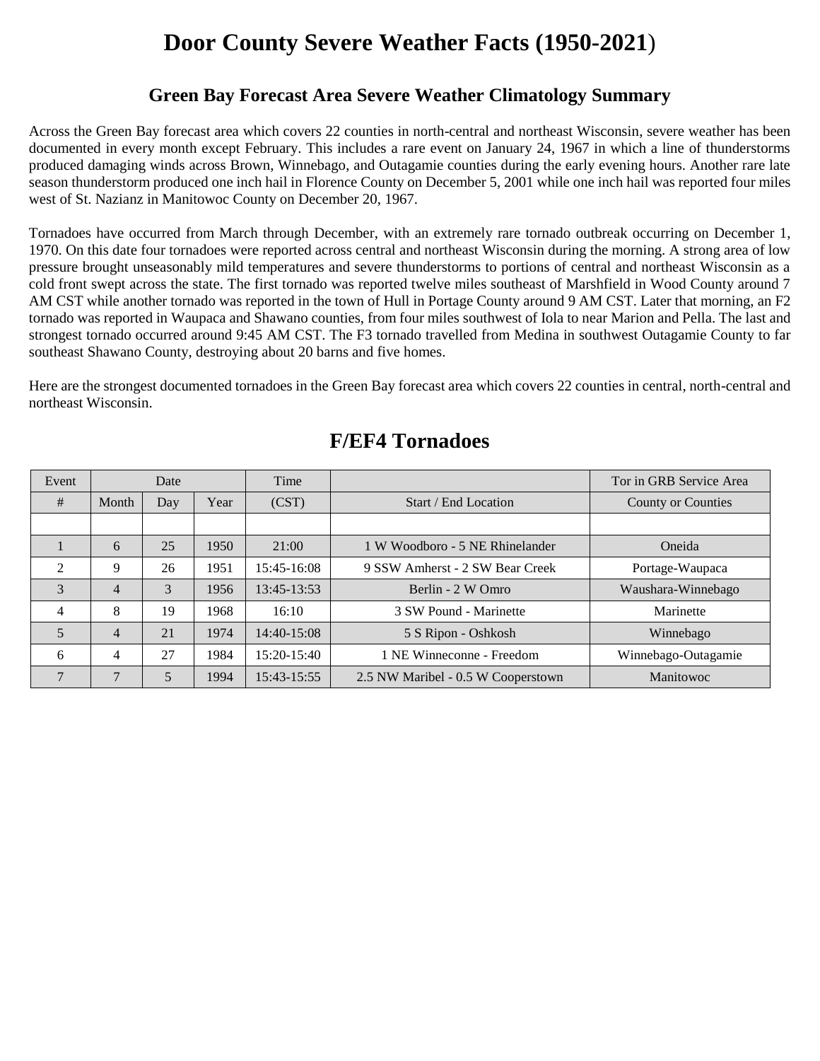# Door County Severe Weather Facts (1950-2021)

## Green Bay Forecast Area Severe Weather Climatology Summary

Across the Green Bay forecast area which covers 22 counties in north-central and northeast Wisconsin, severe weather has been documented in every month except February. This includes a rare event on January 24, 1967 in which a line of thunderstorms produced damaging winds across Brown, Winnebago, and Outagamie counties during the early evening hours. Another rare late season thunderstorm produced one inch hail in Florence County on December 5, 2001 while one inch hail was reported four miles west of St. Nazianz in Manitowoc County on December 20, 1967.

Tornadoes have occurred from March through December, with an extremely rare tornado outbreak occurring on December 1, 1970. On this date four tornadoes were reported across central and northeast Wisconsin during the morning. A strong area of low pressure brought unseasonably mild temperatures and severe thunderstorms to portions of central and northeast Wisconsin as a cold front swept across the state. The first tornado was reported twelve miles southeast of Marshfield in Wood County around 7 AM CST while another tornado was reported in the town of Hull in Portage County around 9 AM CST. Later that morning, an F2 tornado was reported in Waupaca and Shawano counties, from four miles southwest of Iola to near Marion and Pella. The last and strongest tornado occurred around 9:45 AM CST. The F3 tornado travelled from Medina in southwest Outagamie County to far southeast Shawano County, destroying about 20 barns and five homes.

Here are the strongest documented tornadoes in the Green Bay forecast area which covers 22 counties in central, north-central and northeast Wisconsin.

## F/EF4 Tornadoes

| Event | Date | | | Time | | Tor in GRB Service Area |
|---|---|---|---|---|---|---|
| # | Month | Day | Year | (CST) | Start / End Location | County or Counties |
| | | | | | | |
| 1 | 6 | 25 | 1950 | 21:00 | 1 W Woodboro - 5 NE Rhinelander | Oneida |
| 2 | 9 | 26 | 1951 | 15:45-16:08 | 9 SSW Amherst - 2 SW Bear Creek | Portage-Waupaca |
| 3 | 4 | 3 | 1956 | 13:45-13:53 | Berlin - 2 W Omro | Waushara-Winnebago |
| 4 | 8 | 19 | 1968 | 16:10 | 3 SW Pound - Marinette | Marinette |
| 5 | 4 | 21 | 1974 | 14:40-15:08 | 5 S Ripon - Oshkosh | Winnebago |
| 6 | 4 | 27 | 1984 | 15:20-15:40 | 1 NE Winneconne - Freedom | Winnebago-Outagamie |
| 7 | 7 | 5 | 1994 | 15:43-15:55 | 2.5 NW Maribel - 0.5 W Cooperstown | Manitowoc |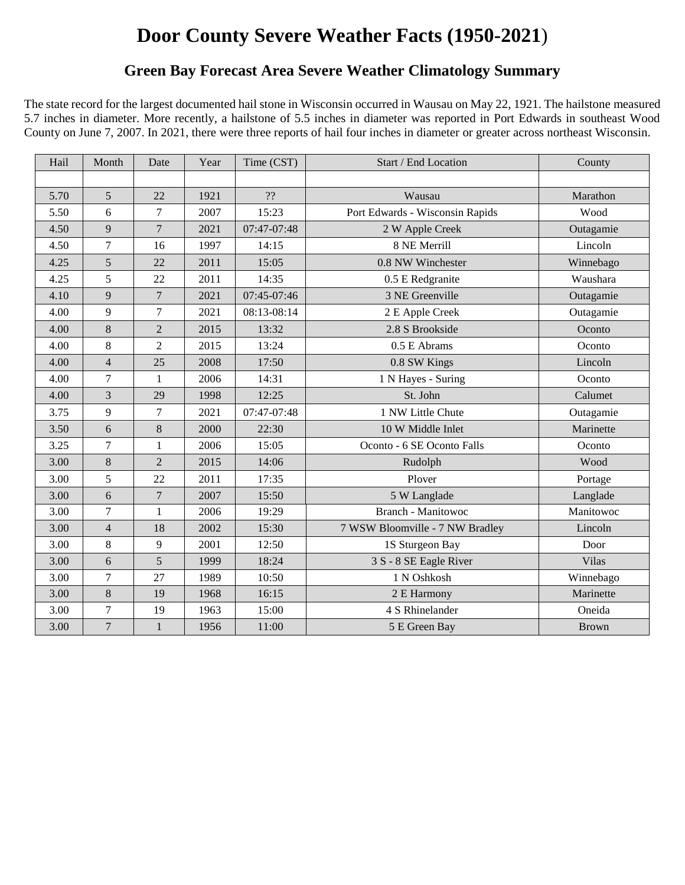# Door County Severe Weather Facts (1950-2021)

## Green Bay Forecast Area Severe Weather Climatology Summary

The state record for the largest documented hail stone in Wisconsin occurred in Wausau on May 22, 1921. The hailstone measured 5.7 inches in diameter. More recently, a hailstone of 5.5 inches in diameter was reported in Port Edwards in southeast Wood County on June 7, 2007. In 2021, there were three reports of hail four inches in diameter or greater across northeast Wisconsin.

| Hail | Month | Date | Year | Time (CST) | Start / End Location | County |
|---|---|---|---|---|---|---|
| | | | | | | |
| 5.70 | 5 | 22 | 1921 | ?? | Wausau | Marathon |
| 5.50 | 6 | 7 | 2007 | 15:23 | Port Edwards - Wisconsin Rapids | Wood |
| 4.50 | 9 | 7 | 2021 | 07:47-07:48 | 2 W Apple Creek | Outagamie |
| 4.50 | 7 | 16 | 1997 | 14:15 | 8 NE Merrill | Lincoln |
| 4.25 | 5 | 22 | 2011 | 15:05 | 0.8 NW Winchester | Winnebago |
| 4.25 | 5 | 22 | 2011 | 14:35 | 0.5 E Redgranite | Waushara |
| 4.10 | 9 | 7 | 2021 | 07:45-07:46 | 3 NE Greenville | Outagamie |
| 4.00 | 9 | 7 | 2021 | 08:13-08:14 | 2 E Apple Creek | Outagamie |
| 4.00 | 8 | 2 | 2015 | 13:32 | 2.8 S Brookside | Oconto |
| 4.00 | 8 | 2 | 2015 | 13:24 | 0.5 E Abrams | Oconto |
| 4.00 | 4 | 25 | 2008 | 17:50 | 0.8 SW Kings | Lincoln |
| 4.00 | 7 | 1 | 2006 | 14:31 | 1 N Hayes - Suring | Oconto |
| 4.00 | 3 | 29 | 1998 | 12:25 | St. John | Calumet |
| 3.75 | 9 | 7 | 2021 | 07:47-07:48 | 1 NW Little Chute | Outagamie |
| 3.50 | 6 | 8 | 2000 | 22:30 | 10 W Middle Inlet | Marinette |
| 3.25 | 7 | 1 | 2006 | 15:05 | Oconto - 6 SE Oconto Falls | Oconto |
| 3.00 | 8 | 2 | 2015 | 14:06 | Rudolph | Wood |
| 3.00 | 5 | 22 | 2011 | 17:35 | Plover | Portage |
| 3.00 | 6 | 7 | 2007 | 15:50 | 5 W Langlade | Langlade |
| 3.00 | 7 | 1 | 2006 | 19:29 | Branch - Manitowoc | Manitowoc |
| 3.00 | 4 | 18 | 2002 | 15:30 | 7 WSW Bloomville - 7 NW Bradley | Lincoln |
| 3.00 | 8 | 9 | 2001 | 12:50 | 1S Sturgeon Bay | Door |
| 3.00 | 6 | 5 | 1999 | 18:24 | 3 S - 8 SE Eagle River | Vilas |
| 3.00 | 7 | 27 | 1989 | 10:50 | 1 N Oshkosh | Winnebago |
| 3.00 | 8 | 19 | 1968 | 16:15 | 2 E Harmony | Marinette |
| 3.00 | 7 | 19 | 1963 | 15:00 | 4 S Rhinelander | Oneida |
| 3.00 | 7 | 1 | 1956 | 11:00 | 5 E Green Bay | Brown |